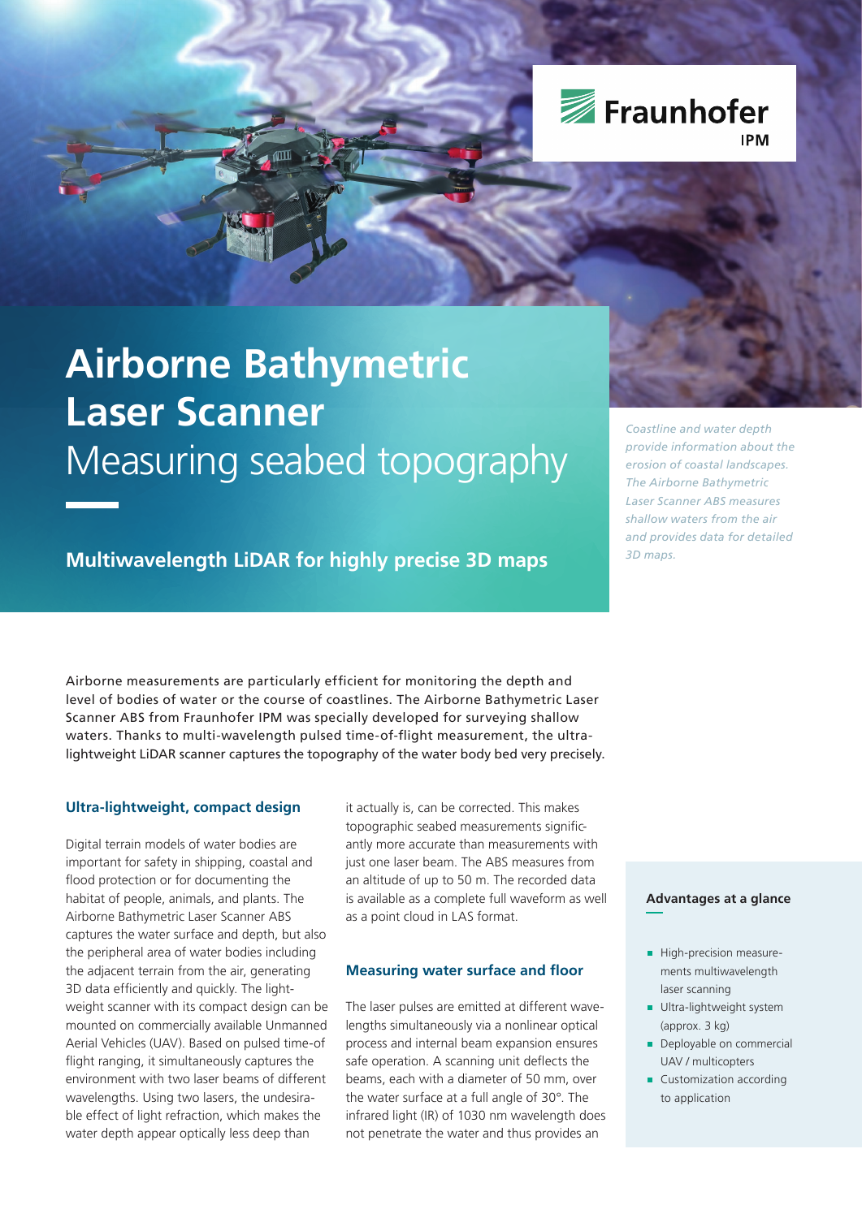Fraunhofer IPM

# Airborne Bathymetric Laser Scanner

## Measuring seabed topography

**Multiwavelength LiDAR for highly precise 3D maps**

*Coastline and water depth provide information about the erosion of coastal landscapes. The Airborne Bathymetric Laser Scanner ABS measures shallow waters from the air and provides data for detailed 3D maps.*

Airborne measurements are particularly efficient for monitoring the depth and level of bodies of water or the course of coastlines. The Airborne Bathymetric Laser Scanner ABS from Fraunhofer IPM was specially developed for surveying shallow waters. Thanks to multi-wavelength pulsed time-of-flight measurement, the ultra-lightweight LiDAR scanner captures the topography of the water body bed very precisely.

### Ultra-lightweight, compact design

Digital terrain models of water bodies are important for safety in shipping, coastal and flood protection or for documenting the habitat of people, animals, and plants. The Airborne Bathymetric Laser Scanner ABS captures the water surface and depth, but also the peripheral area of water bodies including the adjacent terrain from the air, generating 3D data efficiently and quickly. The lightweight scanner with its compact design can be mounted on commercially available Unmanned Aerial Vehicles (UAV). Based on pulsed time-of flight ranging, it simultaneously captures the environment with two laser beams of different wavelengths. Using two lasers, the undesirable effect of light refraction, which makes the water depth appear optically less deep than it actually is, can be corrected. This makes topographic seabed measurements significantly more accurate than measurements with just one laser beam. The ABS measures from an altitude of up to 50 m. The recorded data is available as a complete full waveform as well as a point cloud in LAS format.

### Measuring water surface and floor

The laser pulses are emitted at different wavelengths simultaneously via a nonlinear optical process and internal beam expansion ensures safe operation. A scanning unit deflects the beams, each with a diameter of 50 mm, over the water surface at a full angle of 30°. The infrared light (IR) of 1030 nm wavelength does not penetrate the water and thus provides an

### Advantages at a glance

- High-precision measurements multiwavelength laser scanning
- Ultra-lightweight system (approx. 3 kg)
- Deployable on commercial UAV / multicopters
- Customization according to application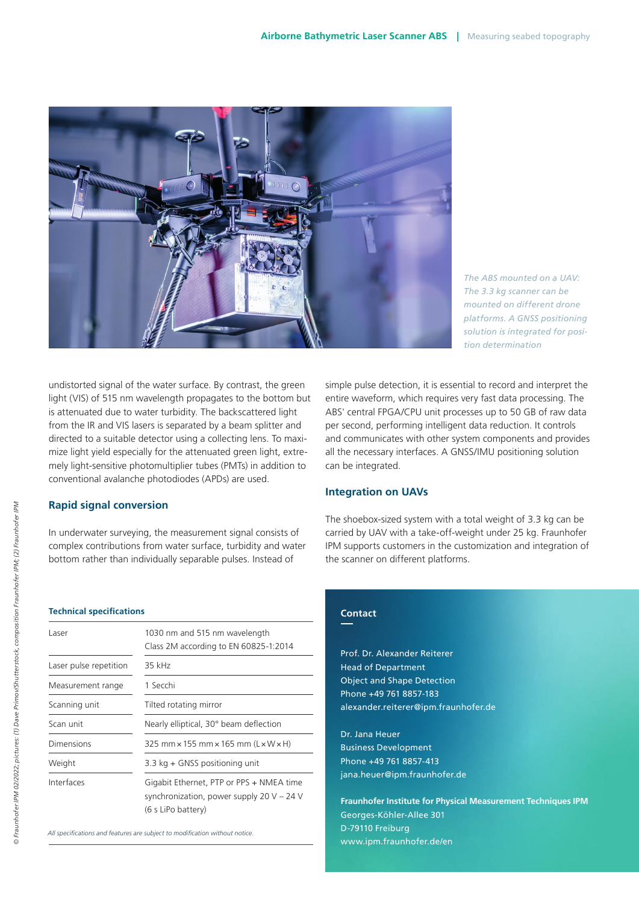*The ABS mounted on a UAV: The 3.3 kg scanner can be mounted on different drone platforms. A GNSS positioning solution is integrated for position determination*

undistorted signal of the water surface. By contrast, the green light (VIS) of 515 nm wavelength propagates to the bottom but is attenuated due to water turbidity. The backscattered light from the IR and VIS lasers is separated by a beam splitter and directed to a suitable detector using a collecting lens. To maximize light yield especially for the attenuated green light, extremely light-sensitive photomultiplier tubes (PMTs) in addition to conventional avalanche photodiodes (APDs) are used.

## Rapid signal conversion

In underwater surveying, the measurement signal consists of complex contributions from water surface, turbidity and water bottom rather than individually separable pulses. Instead of simple pulse detection, it is essential to record and interpret the entire waveform, which requires very fast data processing. The ABS' central FPGA/CPU unit processes up to 50 GB of raw data per second, performing intelligent data reduction. It controls and communicates with other system components and provides all the necessary interfaces. A GNSS/IMU positioning solution can be integrated.

## Integration on UAVs

The shoebox-sized system with a total weight of 3.3 kg can be carried by UAV with a take-off-weight under 25 kg. Fraunhofer IPM supports customers in the customization and integration of the scanner on different platforms.

### Technical specifications

| | |
|---|---|
| Laser | 1030 nm and 515 nm wavelength<br>Class 2M according to EN 60825-1:2014 |
| Laser pulse repetition | 35 kHz |
| Measurement range | 1 Secchi |
| Scanning unit | Tilted rotating mirror |
| Scan unit | Nearly elliptical, 30° beam deflection |
| Dimensions | 325 mm × 155 mm × 165 mm (L × W × H) |
| Weight | 3.3 kg + GNSS positioning unit |
| Interfaces | Gigabit Ethernet, PTP or PPS + NMEA time synchronization, power supply 20 V – 24 V (6 s LiPo battery) |

*All specifications and features are subject to modification without notice.*

### Contact

Prof. Dr. Alexander Reiterer
Head of Department
Object and Shape Detection
Phone +49 761 8857-183
alexander.reiterer@ipm.fraunhofer.de

Dr. Jana Heuer
Business Development
Phone +49 761 8857-413
jana.heuer@ipm.fraunhofer.de

**Fraunhofer Institute for Physical Measurement Techniques IPM**
Georges-Köhler-Allee 301
D-79110 Freiburg
www.ipm.fraunhofer.de/en

© Fraunhofer IPM 02/2022; pictures: (1) Dave Primov/Shutterstock, composition Fraunhofer IPM; (2) Fraunhofer IPM